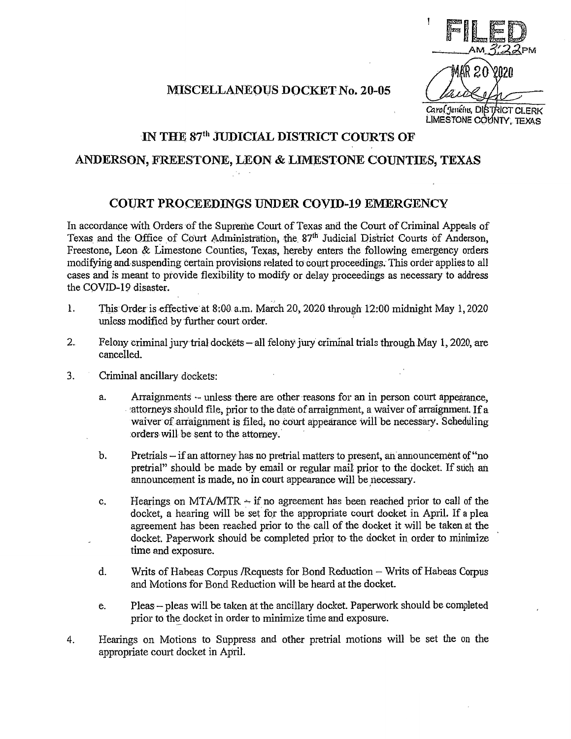FILED
AM 3:22 PM
MAR 20 2020
Carol Jenkins, DISTRICT CLERK
LIMESTONE COUNTY, TEXAS

## MISCELLANEOUS DOCKET No. 20-05

## IN THE 87th JUDICIAL DISTRICT COURTS OF

## ANDERSON, FREESTONE, LEON & LIMESTONE COUNTIES, TEXAS

## COURT PROCEEDINGS UNDER COVID-19 EMERGENCY

In accordance with Orders of the Supreme Court of Texas and the Court of Criminal Appeals of Texas and the Office of Court Administration, the 87th Judicial District Courts of Anderson, Freestone, Leon & Limestone Counties, Texas, hereby enters the following emergency orders modifying and suspending certain provisions related to court proceedings. This order applies to all cases and is meant to provide flexibility to modify or delay proceedings as necessary to address the COVID-19 disaster.

1. This Order is effective at 8:00 a.m. March 20, 2020 through 12:00 midnight May 1, 2020 unless modified by further court order.

2. Felony criminal jury trial dockets – all felony jury criminal trials through May 1, 2020, are cancelled.

3. Criminal ancillary dockets:

   a. Arraignments – unless there are other reasons for an in person court appearance, attorneys should file, prior to the date of arraignment, a waiver of arraignment. If a waiver of arraignment is filed, no court appearance will be necessary. Scheduling orders will be sent to the attorney.

   b. Pretrials – if an attorney has no pretrial matters to present, an announcement of "no pretrial" should be made by email or regular mail prior to the docket. If such an announcement is made, no in court appearance will be necessary.

   c. Hearings on MTA/MTR – if no agreement has been reached prior to call of the docket, a hearing will be set for the appropriate court docket in April. If a plea agreement has been reached prior to the call of the docket it will be taken at the docket. Paperwork should be completed prior to the docket in order to minimize time and exposure.

   d. Writs of Habeas Corpus /Requests for Bond Reduction – Writs of Habeas Corpus and Motions for Bond Reduction will be heard at the docket.

   e. Pleas – pleas will be taken at the ancillary docket. Paperwork should be completed prior to the docket in order to minimize time and exposure.

4. Hearings on Motions to Suppress and other pretrial motions will be set the on the appropriate court docket in April.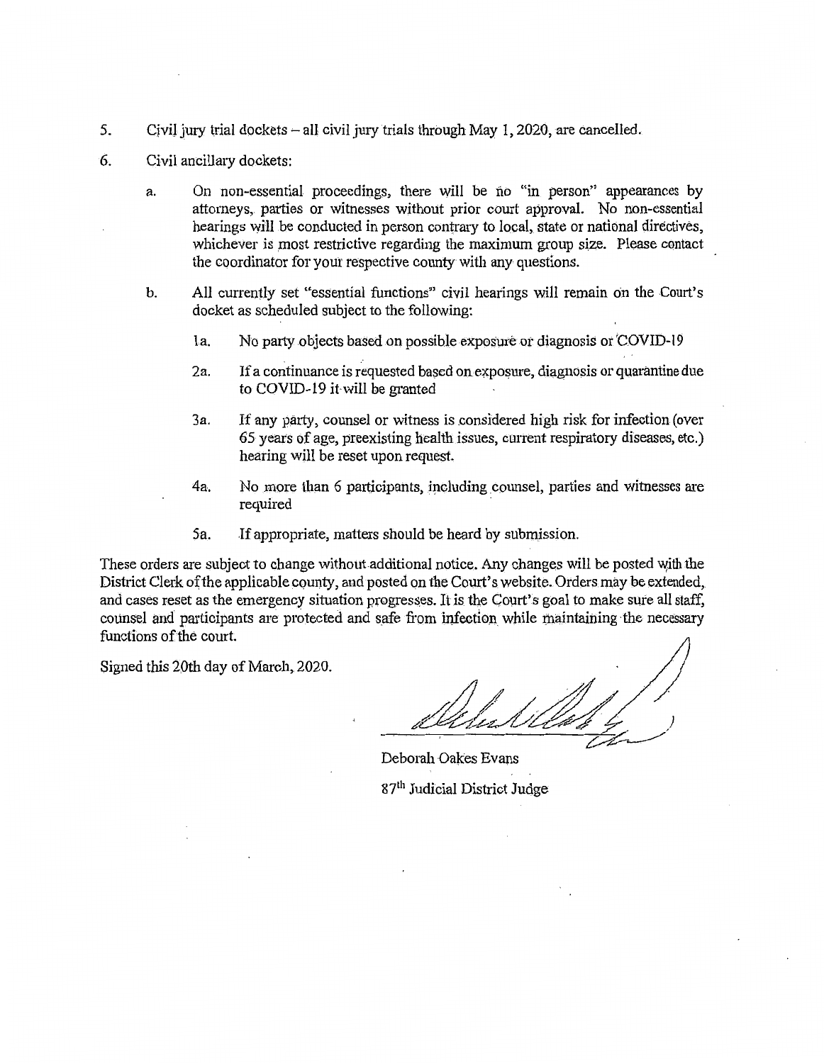5. Civil jury trial dockets – all civil jury trials through May 1, 2020, are cancelled.

6. Civil ancillary dockets:

   a. On non-essential proceedings, there will be no "in person" appearances by attorneys, parties or witnesses without prior court approval. No non-essential hearings will be conducted in person contrary to local, state or national directives, whichever is most restrictive regarding the maximum group size. Please contact the coordinator for your respective county with any questions.

   b. All currently set "essential functions" civil hearings will remain on the Court's docket as scheduled subject to the following:

      1a. No party objects based on possible exposure or diagnosis or COVID-19

      2a. If a continuance is requested based on exposure, diagnosis or quarantine due to COVID-19 it will be granted

      3a. If any party, counsel or witness is considered high risk for infection (over 65 years of age, preexisting health issues, current respiratory diseases, etc.) hearing will be reset upon request.

      4a. No more than 6 participants, including counsel, parties and witnesses are required

      5a. If appropriate, matters should be heard by submission.

These orders are subject to change without additional notice. Any changes will be posted with the District Clerk of the applicable county, and posted on the Court's website. Orders may be extended, and cases reset as the emergency situation progresses. It is the Court's goal to make sure all staff, counsel and participants are protected and safe from infection while maintaining the necessary functions of the court.

Signed this 20th day of March, 2020.

Deborah Oakes Evans

87th Judicial District Judge